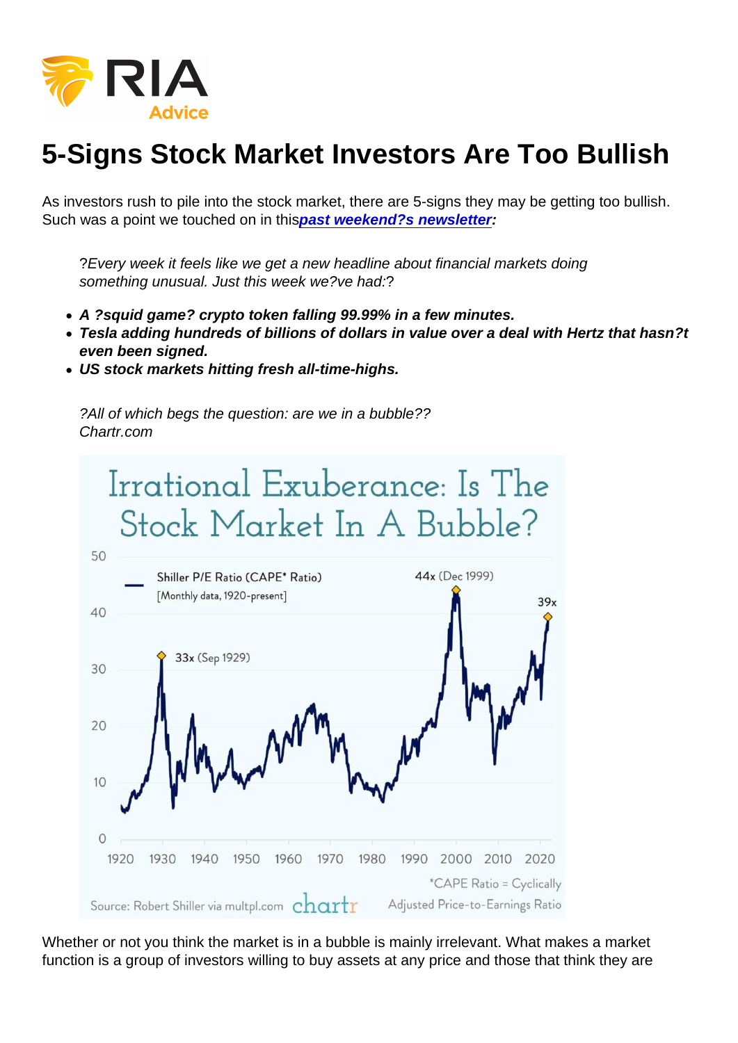# 5-Signs Stock Market Investors Are Too Bullish

As investors rush to pile into the stock market, there are 5-signs they may be getting too bullish. Such was a point we touched on in this ***past weekend?s newsletter***:

> ?*Every week it feels like we get a new headline about financial markets doing something unusual. Just this week we?ve had:*?
>
> - ***A ?squid game? crypto token falling 99.99% in a few minutes.***
> - ***Tesla adding hundreds of billions of dollars in value over a deal with Hertz that hasn?t even been signed.***
> - ***US stock markets hitting fresh all-time-highs.***
>
> ?*All of which begs the question: are we in a bubble??*
> *Chartr.com*

Whether or not you think the market is in a bubble is mainly irrelevant. What makes a market function is a group of investors willing to buy assets at any price and those that think they are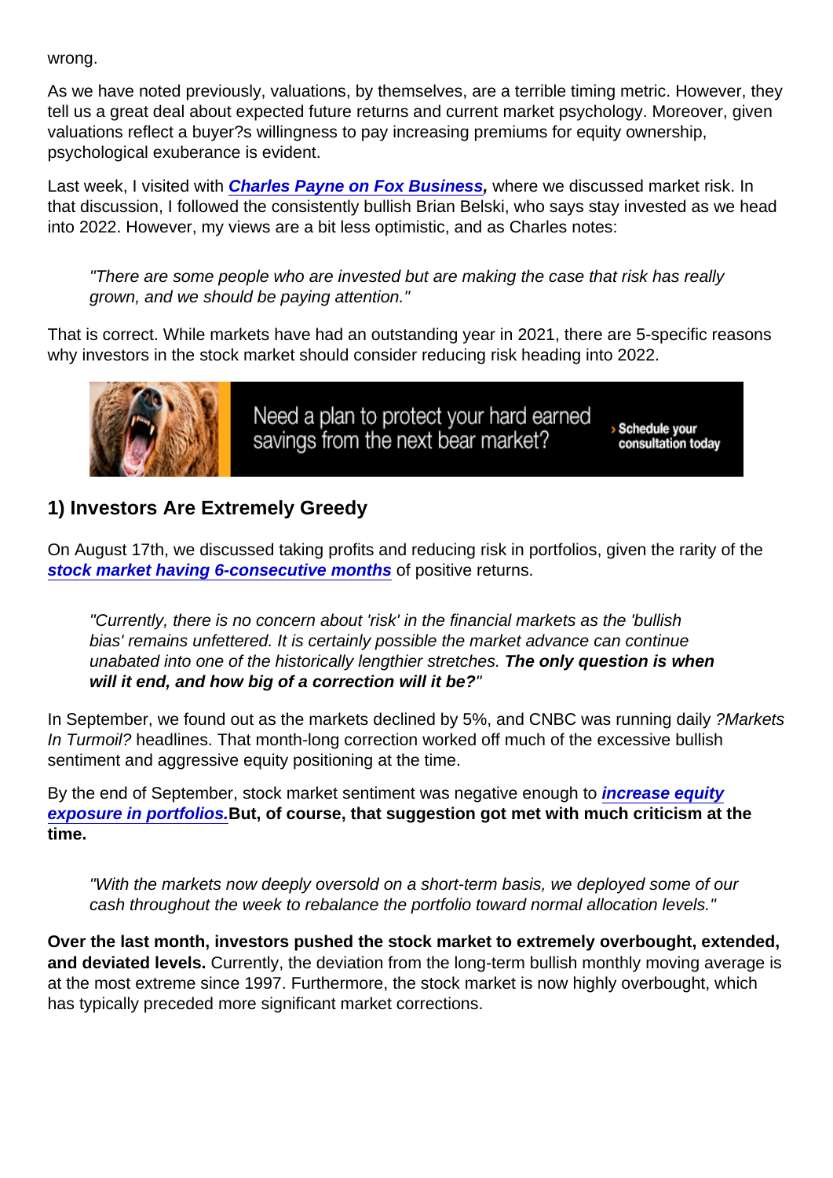wrong.

As we have noted previously, valuations, by themselves, are a terrible timing metric. However, they tell us a great deal about expected future returns and current market psychology. Moreover, given valuations reflect a buyer?s willingness to pay increasing premiums for equity ownership, psychological exuberance is evident.

Last week, I visited with ***Charles Payne on Fox Business***, where we discussed market risk. In that discussion, I followed the consistently bullish Brian Belski, who says stay invested as we head into 2022. However, my views are a bit less optimistic, and as Charles notes:

> "There are some people who are invested but are making the case that risk has really grown, and we should be paying attention."

That is correct. While markets have had an outstanding year in 2021, there are 5-specific reasons why investors in the stock market should consider reducing risk heading into 2022.

Need a plan to protect your hard earned savings from the next bear market? › Schedule your consultation today

## 1) Investors Are Extremely Greedy

On August 17th, we discussed taking profits and reducing risk in portfolios, given the rarity of the ***stock market having 6-consecutive months*** of positive returns.

> *"Currently, there is no concern about 'risk' in the financial markets as the 'bullish bias' remains unfettered. It is certainly possible the market advance can continue unabated into one of the historically lengthier stretches.* ***The only question is when will it end, and how big of a correction will it be?****"*

In September, we found out as the markets declined by 5%, and CNBC was running daily *?Markets In Turmoil?* headlines. That month-long correction worked off much of the excessive bullish sentiment and aggressive equity positioning at the time.

By the end of September, stock market sentiment was negative enough to ***increase equity exposure in portfolios.*** **But, of course, that suggestion got met with much criticism at the time.**

> *"With the markets now deeply oversold on a short-term basis, we deployed some of our cash throughout the week to rebalance the portfolio toward normal allocation levels."*

**Over the last month, investors pushed the stock market to extremely overbought, extended, and deviated levels.** Currently, the deviation from the long-term bullish monthly moving average is at the most extreme since 1997. Furthermore, the stock market is now highly overbought, which has typically preceded more significant market corrections.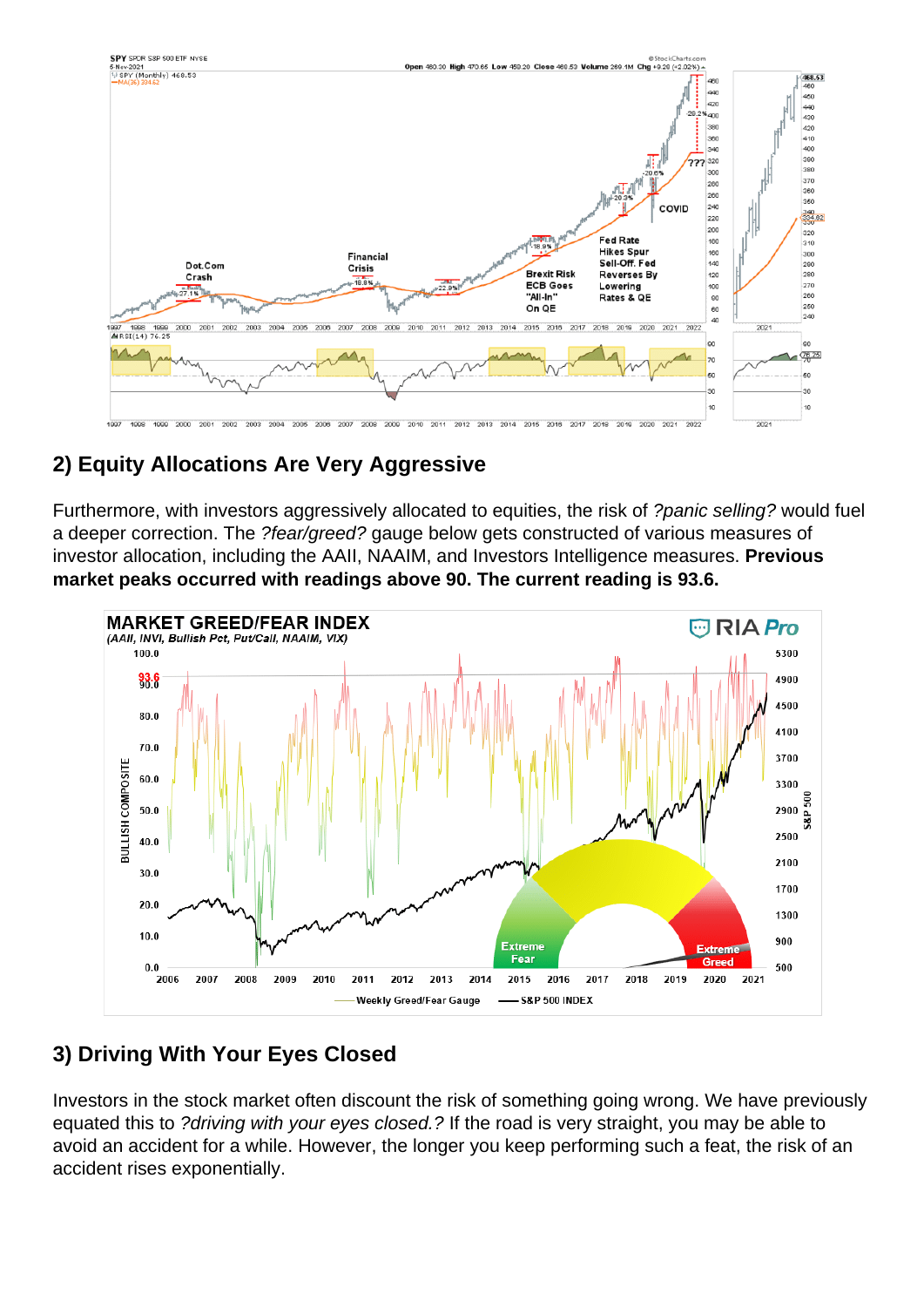## 2) Equity Allocations Are Very Aggressive

Furthermore, with investors aggressively allocated to equities, the risk of *?panic selling?* would fuel a deeper correction. The *?fear/greed?* gauge below gets constructed of various measures of investor allocation, including the AAII, NAAIM, and Investors Intelligence measures. **Previous market peaks occurred with readings above 90. The current reading is 93.6.**

## 3) Driving With Your Eyes Closed

Investors in the stock market often discount the risk of something going wrong. We have previously equated this to *?driving with your eyes closed.?* If the road is very straight, you may be able to avoid an accident for a while. However, the longer you keep performing such a feat, the risk of an accident rises exponentially.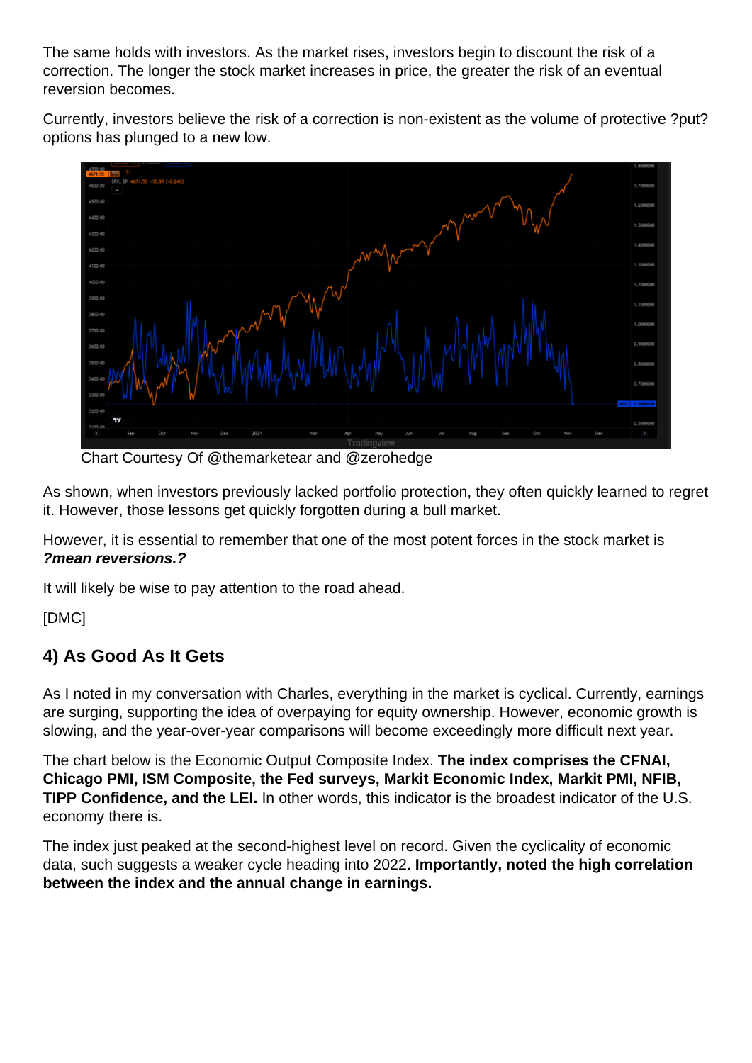The same holds with investors. As the market rises, investors begin to discount the risk of a correction. The longer the stock market increases in price, the greater the risk of an eventual reversion becomes.

Currently, investors believe the risk of a correction is non-existent as the volume of protective ?put? options has plunged to a new low.

Chart Courtesy Of @themarketear and @zerohedge

As shown, when investors previously lacked portfolio protection, they often quickly learned to regret it. However, those lessons get quickly forgotten during a bull market.

However, it is essential to remember that one of the most potent forces in the stock market is ***?mean reversions.?***

It will likely be wise to pay attention to the road ahead.

[DMC]

## 4) As Good As It Gets

As I noted in my conversation with Charles, everything in the market is cyclical. Currently, earnings are surging, supporting the idea of overpaying for equity ownership. However, economic growth is slowing, and the year-over-year comparisons will become exceedingly more difficult next year.

The chart below is the Economic Output Composite Index. **The index comprises the CFNAI, Chicago PMI, ISM Composite, the Fed surveys, Markit Economic Index, Markit PMI, NFIB, TIPP Confidence, and the LEI.** In other words, this indicator is the broadest indicator of the U.S. economy there is.

The index just peaked at the second-highest level on record. Given the cyclicality of economic data, such suggests a weaker cycle heading into 2022. **Importantly, noted the high correlation between the index and the annual change in earnings.**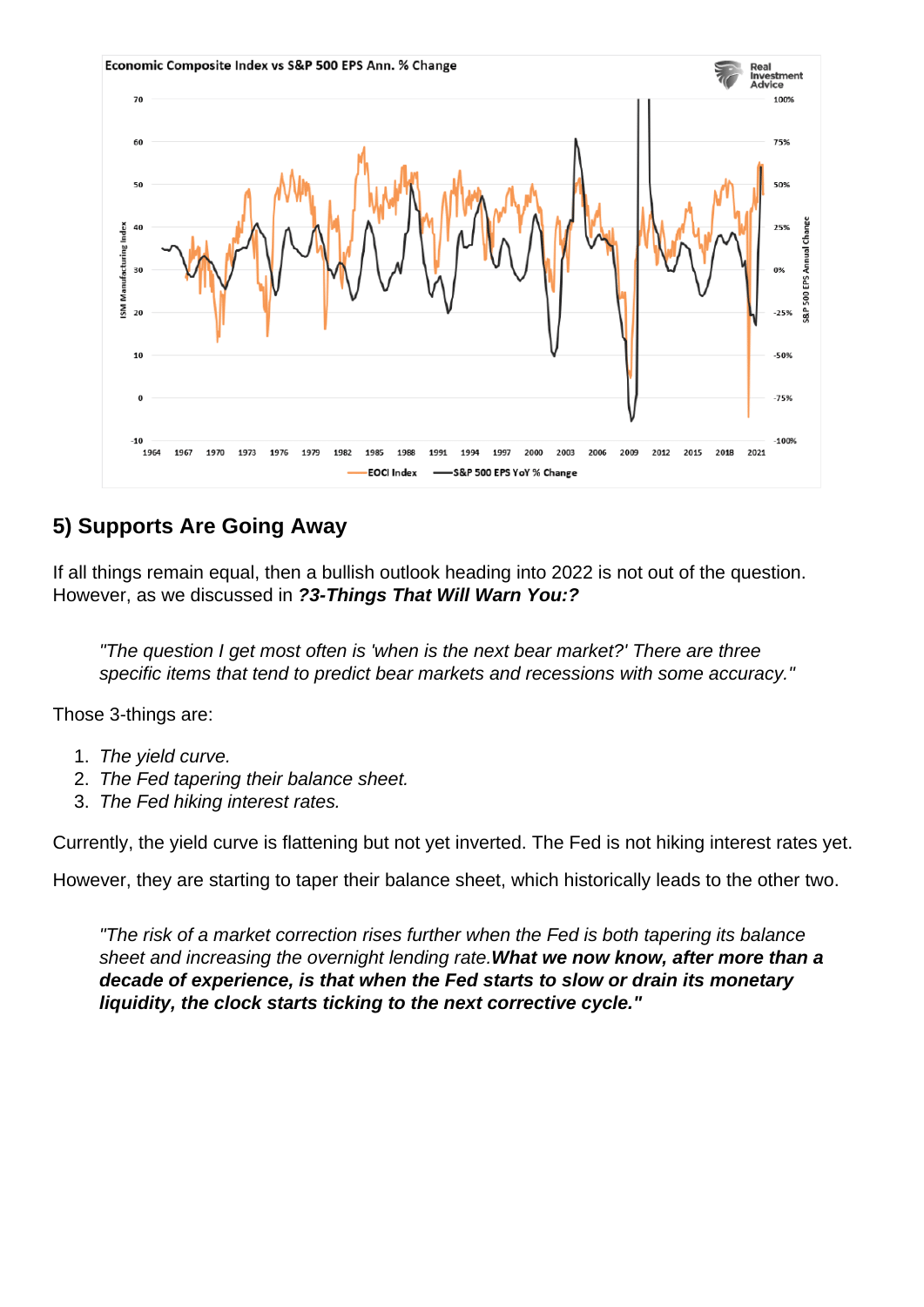## 5) Supports Are Going Away

If all things remain equal, then a bullish outlook heading into 2022 is not out of the question. However, as we discussed in ***?3-Things That Will Warn You:?***

> *"The question I get most often is 'when is the next bear market?' There are three specific items that tend to predict bear markets and recessions with some accuracy."*

Those 3-things are:

1. *The yield curve.*
2. *The Fed tapering their balance sheet.*
3. *The Fed hiking interest rates.*

Currently, the yield curve is flattening but not yet inverted. The Fed is not hiking interest rates yet.

However, they are starting to taper their balance sheet, which historically leads to the other two.

> *"The risk of a market correction rises further when the Fed is both tapering its balance sheet and increasing the overnight lending rate.* ***What we now know, after more than a decade of experience, is that when the Fed starts to slow or drain its monetary liquidity, the clock starts ticking to the next corrective cycle."***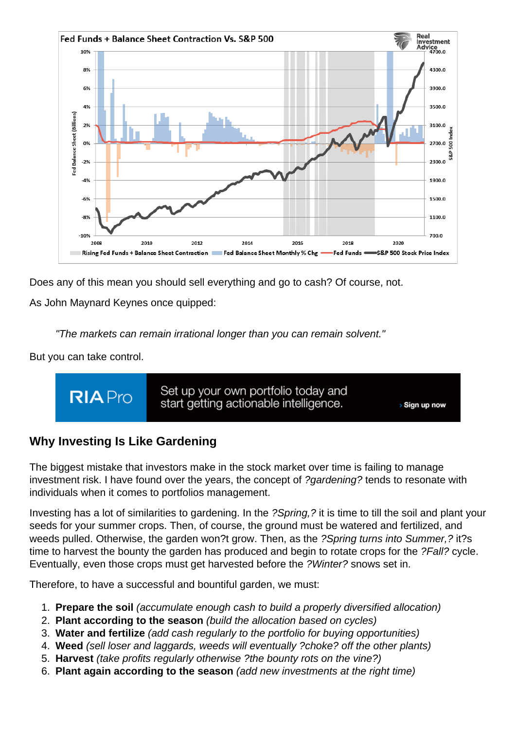Does any of this mean you should sell everything and go to cash? Of course, not.

As John Maynard Keynes once quipped:

> "The markets can remain irrational longer than you can remain solvent."

But you can take control.

## Why Investing Is Like Gardening

The biggest mistake that investors make in the stock market over time is failing to manage investment risk. I have found over the years, the concept of *?gardening?* tends to resonate with individuals when it comes to portfolios management.

Investing has a lot of similarities to gardening. In the *?Spring,?* it is time to till the soil and plant your seeds for your summer crops. Then, of course, the ground must be watered and fertilized, and weeds pulled. Otherwise, the garden won?t grow. Then, as the *?Spring turns into Summer,?* it?s time to harvest the bounty the garden has produced and begin to rotate crops for the *?Fall?* cycle. Eventually, even those crops must get harvested before the *?Winter?* snows set in.

Therefore, to have a successful and bountiful garden, we must:

1. **Prepare the soil** *(accumulate enough cash to build a properly diversified allocation)*
2. **Plant according to the season** *(build the allocation based on cycles)*
3. **Water and fertilize** *(add cash regularly to the portfolio for buying opportunities)*
4. **Weed** *(sell loser and laggards, weeds will eventually ?choke? off the other plants)*
5. **Harvest** *(take profits regularly otherwise ?the bounty rots on the vine?)*
6. **Plant again according to the season** *(add new investments at the right time)*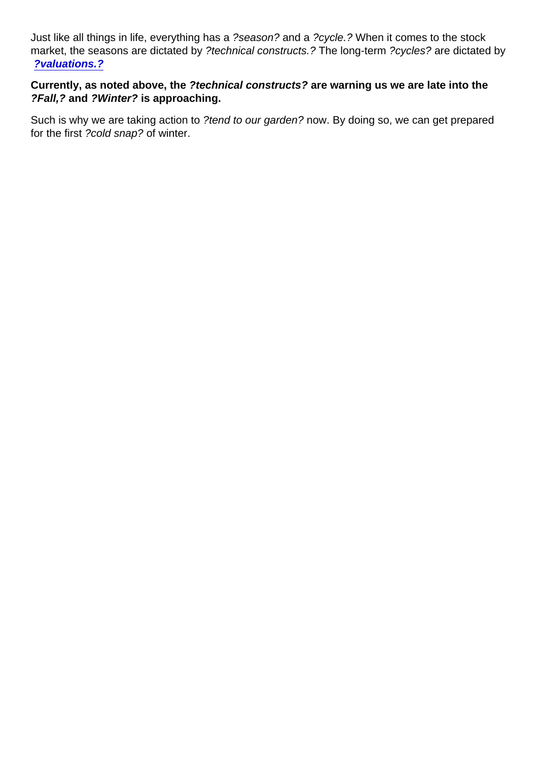Just like all things in life, everything has a *?season?* and a *?cycle.?* When it comes to the stock market, the seasons are dictated by *?technical constructs.?* The long-term *?cycles?* are dictated by ***?valuations.?***

**Currently, as noted above, the *?technical constructs?* are warning us we are late into the *?Fall,?* and *?Winter?* is approaching.**

Such is why we are taking action to *?tend to our garden?* now. By doing so, we can get prepared for the first *?cold snap?* of winter.